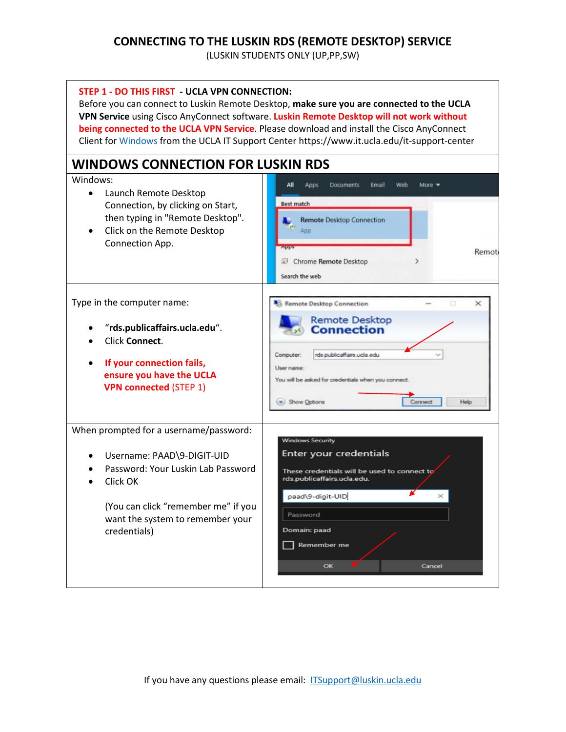# CONNECTING TO THE LUSKIN RDS (REMOTE DESKTOP) SERVICE

(LUSKIN STUDENTS ONLY (UP,PP,SW)

**STEP 1 - DO THIS FIRST - UCLA VPN CONNECTION:**
Before you can connect to Luskin Remote Desktop, **make sure you are connected to the UCLA VPN Service** using Cisco AnyConnect software. **Luskin Remote Desktop will not work without being connected to the UCLA VPN Service**. Please download and install the Cisco AnyConnect Client for Windows from the UCLA IT Support Center https://www.it.ucla.edu/it-support-center

## WINDOWS CONNECTION FOR LUSKIN RDS

Windows:

- Launch Remote Desktop Connection, by clicking on Start, then typing in "Remote Desktop".
- Click on the Remote Desktop Connection App.

Type in the computer name:

- "**rds.publicaffairs.ucla.edu**".
- Click **Connect**.
- **If your connection fails, ensure you have the UCLA VPN connected** (STEP 1)

When prompted for a username/password:

- Username: PAAD\9-DIGIT-UID
- Password: Your Luskin Lab Password
- Click OK

(You can click "remember me" if you want the system to remember your credentials)

If you have any questions please email: ITSupport@luskin.ucla.edu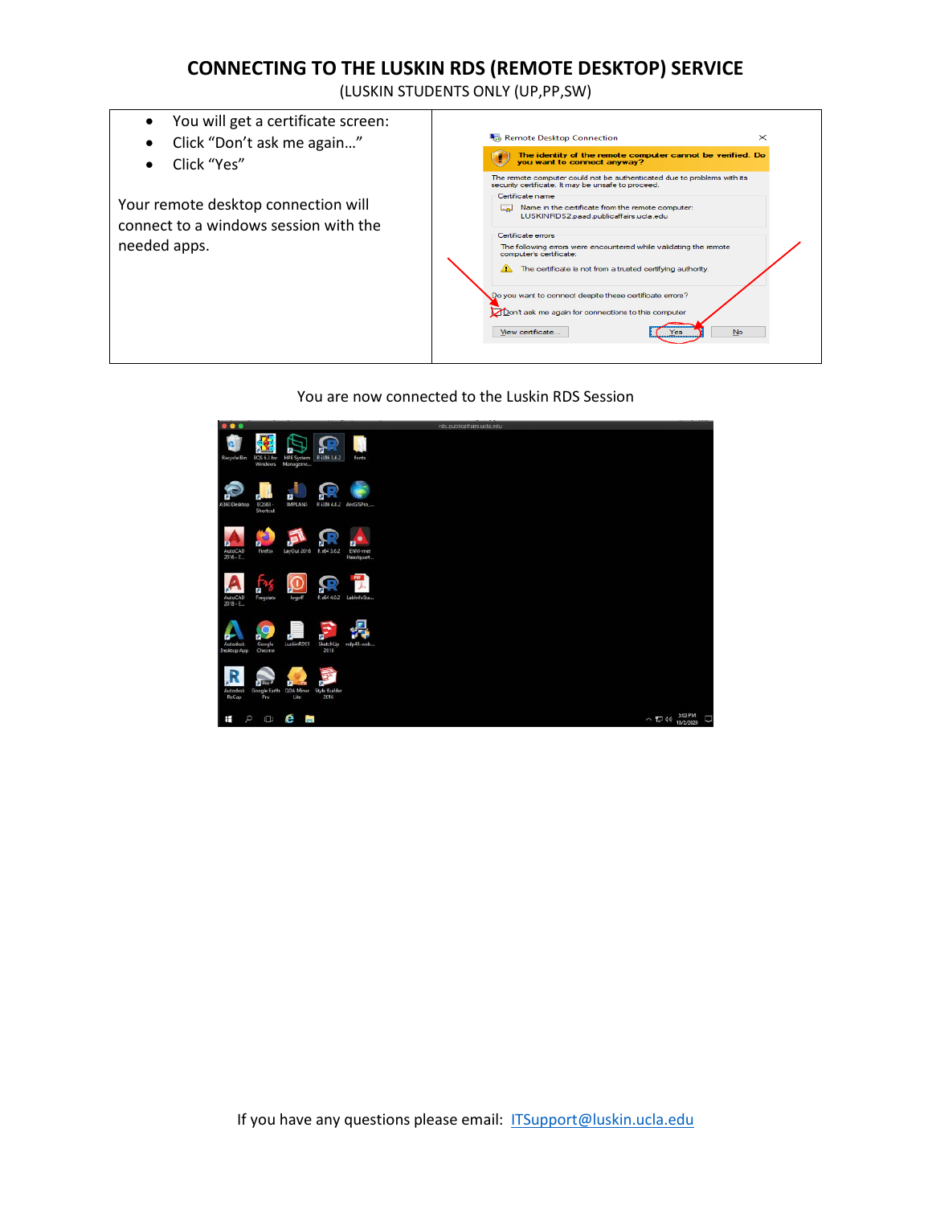# CONNECTING TO THE LUSKIN RDS (REMOTE DESKTOP) SERVICE

(LUSKIN STUDENTS ONLY (UP,PP,SW)

- You will get a certificate screen:
- Click "Don't ask me again…"
- Click "Yes"

Your remote desktop connection will connect to a windows session with the needed apps.

You are now connected to the Luskin RDS Session

If you have any questions please email: ITSupport@luskin.ucla.edu